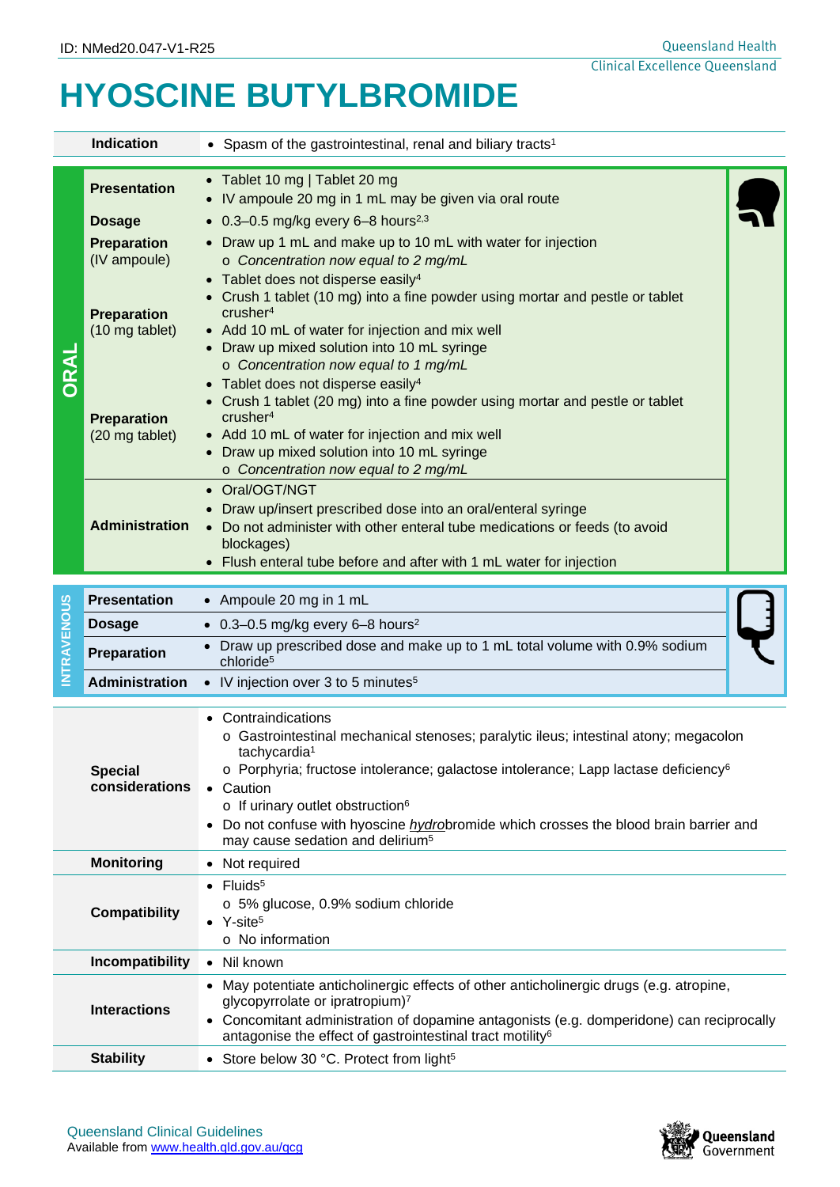ID: NMed20.047-V1-R25

# HYOSCINE BUTYLBROMIDE

| | |
|---|---|
| **Indication** | • Spasm of the gastrointestinal, renal and biliary tracts[1] |

## ORAL

| | |
|---|---|
| **Presentation** | • Tablet 10 mg \| Tablet 20 mg<br>• IV ampoule 20 mg in 1 mL may be given via oral route |
| **Dosage** | • 0.3–0.5 mg/kg every 6–8 hours[2,3] |
| **Preparation** (IV ampoule) | • Draw up 1 mL and make up to 10 mL with water for injection<br>o *Concentration now equal to 2 mg/mL* |
| **Preparation** (10 mg tablet) | • Tablet does not disperse easily[4]<br>• Crush 1 tablet (10 mg) into a fine powder using mortar and pestle or tablet crusher[4]<br>• Add 10 mL of water for injection and mix well<br>• Draw up mixed solution into 10 mL syringe<br>o *Concentration now equal to 1 mg/mL* |
| **Preparation** (20 mg tablet) | • Tablet does not disperse easily[4]<br>• Crush 1 tablet (20 mg) into a fine powder using mortar and pestle or tablet crusher[4]<br>• Add 10 mL of water for injection and mix well<br>• Draw up mixed solution into 10 mL syringe<br>o *Concentration now equal to 2 mg/mL* |
| **Administration** | • Oral/OGT/NGT<br>• Draw up/insert prescribed dose into an oral/enteral syringe<br>• Do not administer with other enteral tube medications or feeds (to avoid blockages)<br>• Flush enteral tube before and after with 1 mL water for injection |

## INTRAVENOUS

| | |
|---|---|
| **Presentation** | • Ampoule 20 mg in 1 mL |
| **Dosage** | • 0.3–0.5 mg/kg every 6–8 hours[2] |
| **Preparation** | • Draw up prescribed dose and make up to 1 mL total volume with 0.9% sodium chloride[5] |
| **Administration** | • IV injection over 3 to 5 minutes[5] |

| | |
|---|---|
| **Special considerations** | • Contraindications<br>o Gastrointestinal mechanical stenoses; paralytic ileus; intestinal atony; megacolon tachycardia[1]<br>o Porphyria; fructose intolerance; galactose intolerance; Lapp lactase deficiency[6]<br>• Caution<br>o If urinary outlet obstruction[6]<br>• Do not confuse with hyoscine *hydro*bromide which crosses the blood brain barrier and may cause sedation and delirium[5] |
| **Monitoring** | • Not required |
| **Compatibility** | • Fluids[5]<br>o 5% glucose, 0.9% sodium chloride<br>• Y-site[5]<br>o No information |
| **Incompatibility** | • Nil known |
| **Interactions** | • May potentiate anticholinergic effects of other anticholinergic drugs (e.g. atropine, glycopyrrolate or ipratropium)[7]<br>• Concomitant administration of dopamine antagonists (e.g. domperidone) can reciprocally antagonise the effect of gastrointestinal tract motility[6] |
| **Stability** | • Store below 30 °C. Protect from light[5] |

Queensland Clinical Guidelines
Available from www.health.qld.gov.au/qcg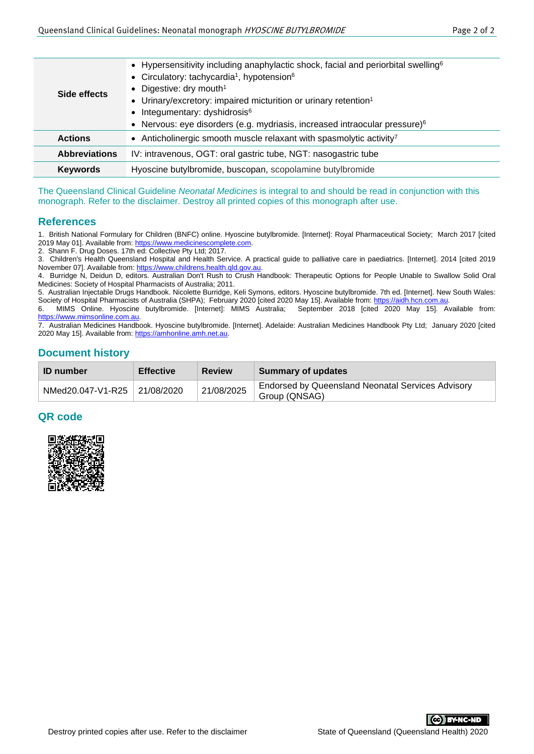| | |
|---|---|
| **Side effects** | • Hypersensitivity including anaphylactic shock, facial and periorbital swelling[6]<br>• Circulatory: tachycardia[1], hypotension[6]<br>• Digestive: dry mouth[1]<br>• Urinary/excretory: impaired micturition or urinary retention[1]<br>• Integumentary: dyshidrosis[6]<br>• Nervous: eye disorders (e.g. mydriasis, increased intraocular pressure)[6] |
| **Actions** | • Anticholinergic smooth muscle relaxant with spasmolytic activity[7] |
| **Abbreviations** | IV: intravenous, OGT: oral gastric tube, NGT: nasogastric tube |
| **Keywords** | Hyoscine butylbromide, buscopan, scopolamine butylbromide |

The Queensland Clinical Guideline *Neonatal Medicines* is integral to and should be read in conjunction with this monograph. Refer to the disclaimer. Destroy all printed copies of this monograph after use.

## References

1. British National Formulary for Children (BNFC) online. Hyoscine butylbromide. [Internet]: Royal Pharmaceutical Society; March 2017 [cited 2019 May 01]. Available from: https://www.medicinescomplete.com.
2. Shann F. Drug Doses. 17th ed: Collective Pty Ltd; 2017.
3. Children's Health Queensland Hospital and Health Service. A practical guide to palliative care in paediatrics. [Internet]. 2014 [cited 2019 November 07]. Available from: https://www.childrens.health.qld.gov.au.
4. Burridge N, Deidun D, editors. Australian Don't Rush to Crush Handbook: Therapeutic Options for People Unable to Swallow Solid Oral Medicines: Society of Hospital Pharmacists of Australia; 2011.
5. Australian Injectable Drugs Handbook. Nicolette Burridge, Keli Symons, editors. Hyoscine butylbromide. 7th ed. [Internet]. New South Wales: Society of Hospital Pharmacists of Australia (SHPA); February 2020 [cited 2020 May 15]. Available from: https://aidh.hcn.com.au.
6. MIMS Online. Hyoscine butylbromide. [Internet]: MIMS Australia; September 2018 [cited 2020 May 15]. Available from: https://www.mimsonline.com.au.
7. Australian Medicines Handbook. Hyoscine butylbromide. [Internet]. Adelaide: Australian Medicines Handbook Pty Ltd; January 2020 [cited 2020 May 15]. Available from: https://amhonline.amh.net.au.

## Document history

| ID number | Effective | Review | Summary of updates |
|---|---|---|---|
| NMed20.047-V1-R25 | 21/08/2020 | 21/08/2025 | Endorsed by Queensland Neonatal Services Advisory Group (QNSAG) |

## QR code

Destroy printed copies after use. Refer to the disclaimer

State of Queensland (Queensland Health) 2020